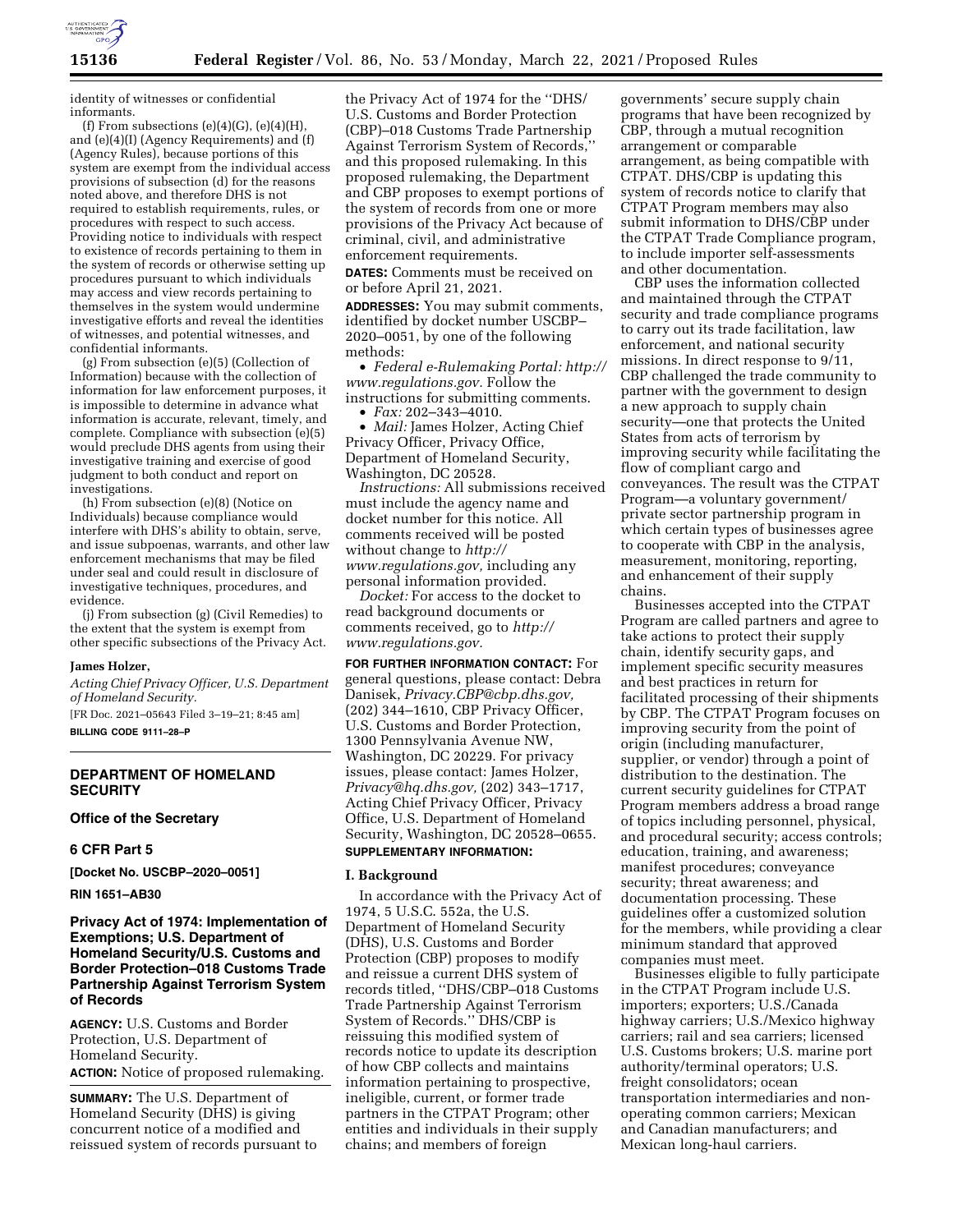identity of witnesses or confidential informants.

(f) From subsections (e)(4)(G), (e)(4)(H), and (e)(4)(I) (Agency Requirements) and (f) (Agency Rules), because portions of this system are exempt from the individual access provisions of subsection (d) for the reasons noted above, and therefore DHS is not required to establish requirements, rules, or procedures with respect to such access. Providing notice to individuals with respect to existence of records pertaining to them in the system of records or otherwise setting up procedures pursuant to which individuals may access and view records pertaining to themselves in the system would undermine investigative efforts and reveal the identities of witnesses, and potential witnesses, and confidential informants.

(g) From subsection (e)(5) (Collection of Information) because with the collection of information for law enforcement purposes, it is impossible to determine in advance what information is accurate, relevant, timely, and complete. Compliance with subsection (e)(5) would preclude DHS agents from using their investigative training and exercise of good judgment to both conduct and report on investigations.

(h) From subsection (e)(8) (Notice on Individuals) because compliance would interfere with DHS's ability to obtain, serve, and issue subpoenas, warrants, and other law enforcement mechanisms that may be filed under seal and could result in disclosure of investigative techniques, procedures, and evidence.

(j) From subsection (g) (Civil Remedies) to the extent that the system is exempt from other specific subsections of the Privacy Act.

**James Holzer,**

*Acting Chief Privacy Officer, U.S. Department of Homeland Security.*

[FR Doc. 2021–05643 Filed 3–19–21; 8:45 am]

**BILLING CODE 9111–28–P**

## DEPARTMENT OF HOMELAND SECURITY

### Office of the Secretary

### 6 CFR Part 5

**[Docket No. USCBP–2020–0051]**

**RIN 1651–AB30**

## Privacy Act of 1974: Implementation of Exemptions; U.S. Department of Homeland Security/U.S. Customs and Border Protection–018 Customs Trade Partnership Against Terrorism System of Records

**AGENCY:** U.S. Customs and Border Protection, U.S. Department of Homeland Security.

**ACTION:** Notice of proposed rulemaking.

**SUMMARY:** The U.S. Department of Homeland Security (DHS) is giving concurrent notice of a modified and reissued system of records pursuant to the Privacy Act of 1974 for the ''DHS/U.S. Customs and Border Protection (CBP)–018 Customs Trade Partnership Against Terrorism System of Records,'' and this proposed rulemaking. In this proposed rulemaking, the Department and CBP proposes to exempt portions of the system of records from one or more provisions of the Privacy Act because of criminal, civil, and administrative enforcement requirements.

**DATES:** Comments must be received on or before April 21, 2021.

**ADDRESSES:** You may submit comments, identified by docket number USCBP–2020–0051, by one of the following methods:

- *Federal e-Rulemaking Portal: http://www.regulations.gov.* Follow the instructions for submitting comments.
- *Fax:* 202–343–4010.
- *Mail:* James Holzer, Acting Chief Privacy Officer, Privacy Office, Department of Homeland Security, Washington, DC 20528.

*Instructions:* All submissions received must include the agency name and docket number for this notice. All comments received will be posted without change to *http://www.regulations.gov,* including any personal information provided.

*Docket:* For access to the docket to read background documents or comments received, go to *http://www.regulations.gov.*

**FOR FURTHER INFORMATION CONTACT:** For general questions, please contact: Debra Danisek, *Privacy.CBP@cbp.dhs.gov,* (202) 344–1610, CBP Privacy Officer, U.S. Customs and Border Protection, 1300 Pennsylvania Avenue NW, Washington, DC 20229. For privacy issues, please contact: James Holzer, *Privacy@hq.dhs.gov,* (202) 343–1717, Acting Chief Privacy Officer, Privacy Office, U.S. Department of Homeland Security, Washington, DC 20528–0655.

**SUPPLEMENTARY INFORMATION:**

### I. Background

In accordance with the Privacy Act of 1974, 5 U.S.C. 552a, the U.S. Department of Homeland Security (DHS), U.S. Customs and Border Protection (CBP) proposes to modify and reissue a current DHS system of records titled, ''DHS/CBP–018 Customs Trade Partnership Against Terrorism System of Records.'' DHS/CBP is reissuing this modified system of records notice to update its description of how CBP collects and maintains information pertaining to prospective, ineligible, current, or former trade partners in the CTPAT Program; other entities and individuals in their supply chains; and members of foreign governments' secure supply chain programs that have been recognized by CBP, through a mutual recognition arrangement or comparable arrangement, as being compatible with CTPAT. DHS/CBP is updating this system of records notice to clarify that CTPAT Program members may also submit information to DHS/CBP under the CTPAT Trade Compliance program, to include importer self-assessments and other documentation.

CBP uses the information collected and maintained through the CTPAT security and trade compliance programs to carry out its trade facilitation, law enforcement, and national security missions. In direct response to 9/11, CBP challenged the trade community to partner with the government to design a new approach to supply chain security—one that protects the United States from acts of terrorism by improving security while facilitating the flow of compliant cargo and conveyances. The result was the CTPAT Program—a voluntary government/private sector partnership program in which certain types of businesses agree to cooperate with CBP in the analysis, measurement, monitoring, reporting, and enhancement of their supply chains.

Businesses accepted into the CTPAT Program are called partners and agree to take actions to protect their supply chain, identify security gaps, and implement specific security measures and best practices in return for facilitated processing of their shipments by CBP. The CTPAT Program focuses on improving security from the point of origin (including manufacturer, supplier, or vendor) through a point of distribution to the destination. The current security guidelines for CTPAT Program members address a broad range of topics including personnel, physical, and procedural security; access controls; education, training, and awareness; manifest procedures; conveyance security; threat awareness; and documentation processing. These guidelines offer a customized solution for the members, while providing a clear minimum standard that approved companies must meet.

Businesses eligible to fully participate in the CTPAT Program include U.S. importers; exporters; U.S./Canada highway carriers; U.S./Mexico highway carriers; rail and sea carriers; licensed U.S. Customs brokers; U.S. marine port authority/terminal operators; U.S. freight consolidators; ocean transportation intermediaries and non-operating common carriers; Mexican and Canadian manufacturers; and Mexican long-haul carriers.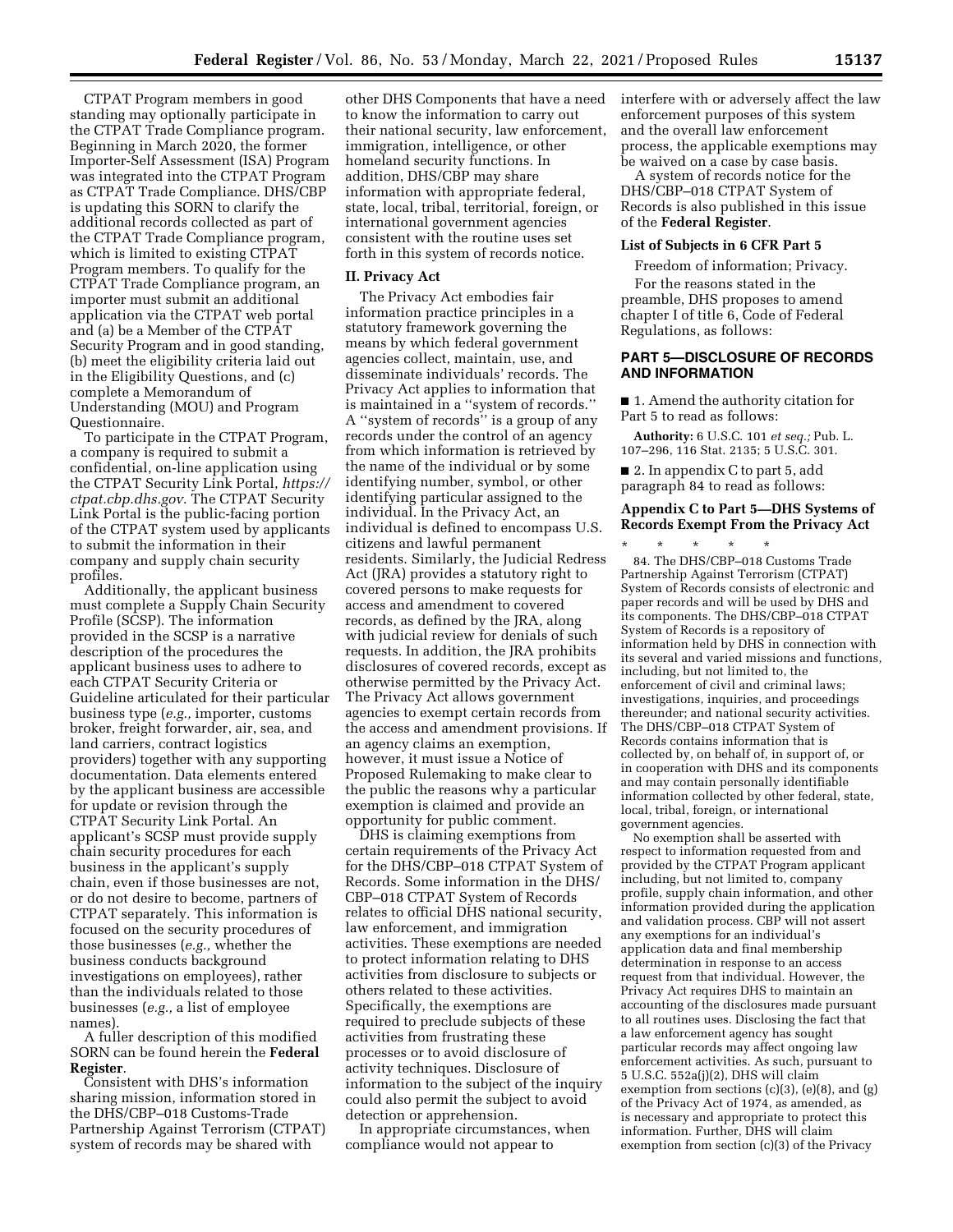CTPAT Program members in good standing may optionally participate in the CTPAT Trade Compliance program. Beginning in March 2020, the former Importer-Self Assessment (ISA) Program was integrated into the CTPAT Program as CTPAT Trade Compliance. DHS/CBP is updating this SORN to clarify the additional records collected as part of the CTPAT Trade Compliance program, which is limited to existing CTPAT Program members. To qualify for the CTPAT Trade Compliance program, an importer must submit an additional application via the CTPAT web portal and (a) be a Member of the CTPAT Security Program and in good standing, (b) meet the eligibility criteria laid out in the Eligibility Questions, and (c) complete a Memorandum of Understanding (MOU) and Program Questionnaire.

To participate in the CTPAT Program, a company is required to submit a confidential, on-line application using the CTPAT Security Link Portal, *https://ctpat.cbp.dhs.gov.* The CTPAT Security Link Portal is the public-facing portion of the CTPAT system used by applicants to submit the information in their company and supply chain security profiles.

Additionally, the applicant business must complete a Supply Chain Security Profile (SCSP). The information provided in the SCSP is a narrative description of the procedures the applicant business uses to adhere to each CTPAT Security Criteria or Guideline articulated for their particular business type (*e.g.,* importer, customs broker, freight forwarder, air, sea, and land carriers, contract logistics providers) together with any supporting documentation. Data elements entered by the applicant business are accessible for update or revision through the CTPAT Security Link Portal. An applicant's SCSP must provide supply chain security procedures for each business in the applicant's supply chain, even if those businesses are not, or do not desire to become, partners of CTPAT separately. This information is focused on the security procedures of those businesses (*e.g.,* whether the business conducts background investigations on employees), rather than the individuals related to those businesses (*e.g.,* a list of employee names).

A fuller description of this modified SORN can be found herein the **Federal Register**.

Consistent with DHS's information sharing mission, information stored in the DHS/CBP–018 Customs-Trade Partnership Against Terrorism (CTPAT) system of records may be shared with other DHS Components that have a need to know the information to carry out their national security, law enforcement, immigration, intelligence, or other homeland security functions. In addition, DHS/CBP may share information with appropriate federal, state, local, tribal, territorial, foreign, or international government agencies consistent with the routine uses set forth in this system of records notice.

## II. Privacy Act

The Privacy Act embodies fair information practice principles in a statutory framework governing the means by which federal government agencies collect, maintain, use, and disseminate individuals' records. The Privacy Act applies to information that is maintained in a ''system of records.'' A ''system of records'' is a group of any records under the control of an agency from which information is retrieved by the name of the individual or by some identifying number, symbol, or other identifying particular assigned to the individual. In the Privacy Act, an individual is defined to encompass U.S. citizens and lawful permanent residents. Similarly, the Judicial Redress Act (JRA) provides a statutory right to covered persons to make requests for access and amendment to covered records, as defined by the JRA, along with judicial review for denials of such requests. In addition, the JRA prohibits disclosures of covered records, except as otherwise permitted by the Privacy Act. The Privacy Act allows government agencies to exempt certain records from the access and amendment provisions. If an agency claims an exemption, however, it must issue a Notice of Proposed Rulemaking to make clear to the public the reasons why a particular exemption is claimed and provide an opportunity for public comment.

DHS is claiming exemptions from certain requirements of the Privacy Act for the DHS/CBP–018 CTPAT System of Records. Some information in the DHS/CBP–018 CTPAT System of Records relates to official DHS national security, law enforcement, and immigration activities. These exemptions are needed to protect information relating to DHS activities from disclosure to subjects or others related to these activities. Specifically, the exemptions are required to preclude subjects of these activities from frustrating these processes or to avoid disclosure of activity techniques. Disclosure of information to the subject of the inquiry could also permit the subject to avoid detection or apprehension.

In appropriate circumstances, when compliance would not appear to interfere with or adversely affect the law enforcement purposes of this system and the overall law enforcement process, the applicable exemptions may be waived on a case by case basis.

A system of records notice for the DHS/CBP–018 CTPAT System of Records is also published in this issue of the **Federal Register**.

### List of Subjects in 6 CFR Part 5

Freedom of information; Privacy.

For the reasons stated in the preamble, DHS proposes to amend chapter I of title 6, Code of Federal Regulations, as follows:

## PART 5—DISCLOSURE OF RECORDS AND INFORMATION

■ 1. Amend the authority citation for Part 5 to read as follows:

**Authority:** 6 U.S.C. 101 *et seq.;* Pub. L. 107–296, 116 Stat. 2135; 5 U.S.C. 301.

■ 2. In appendix C to part 5, add paragraph 84 to read as follows:

### Appendix C to Part 5—DHS Systems of Records Exempt From the Privacy Act

\* \* \* \* \*

84. The DHS/CBP–018 Customs Trade Partnership Against Terrorism (CTPAT) System of Records consists of electronic and paper records and will be used by DHS and its components. The DHS/CBP–018 CTPAT System of Records is a repository of information held by DHS in connection with its several and varied missions and functions, including, but not limited to, the enforcement of civil and criminal laws; investigations, inquiries, and proceedings thereunder; and national security activities. The DHS/CBP–018 CTPAT System of Records contains information that is collected by, on behalf of, in support of, or in cooperation with DHS and its components and may contain personally identifiable information collected by other federal, state, local, tribal, foreign, or international government agencies.

No exemption shall be asserted with respect to information requested from and provided by the CTPAT Program applicant including, but not limited to, company profile, supply chain information, and other information provided during the application and validation process. CBP will not assert any exemptions for an individual's application data and final membership determination in response to an access request from that individual. However, the Privacy Act requires DHS to maintain an accounting of the disclosures made pursuant to all routines uses. Disclosing the fact that a law enforcement agency has sought particular records may affect ongoing law enforcement activities. As such, pursuant to 5 U.S.C. 552a(j)(2), DHS will claim exemption from sections (c)(3), (e)(8), and (g) of the Privacy Act of 1974, as amended, as is necessary and appropriate to protect this information. Further, DHS will claim exemption from section (c)(3) of the Privacy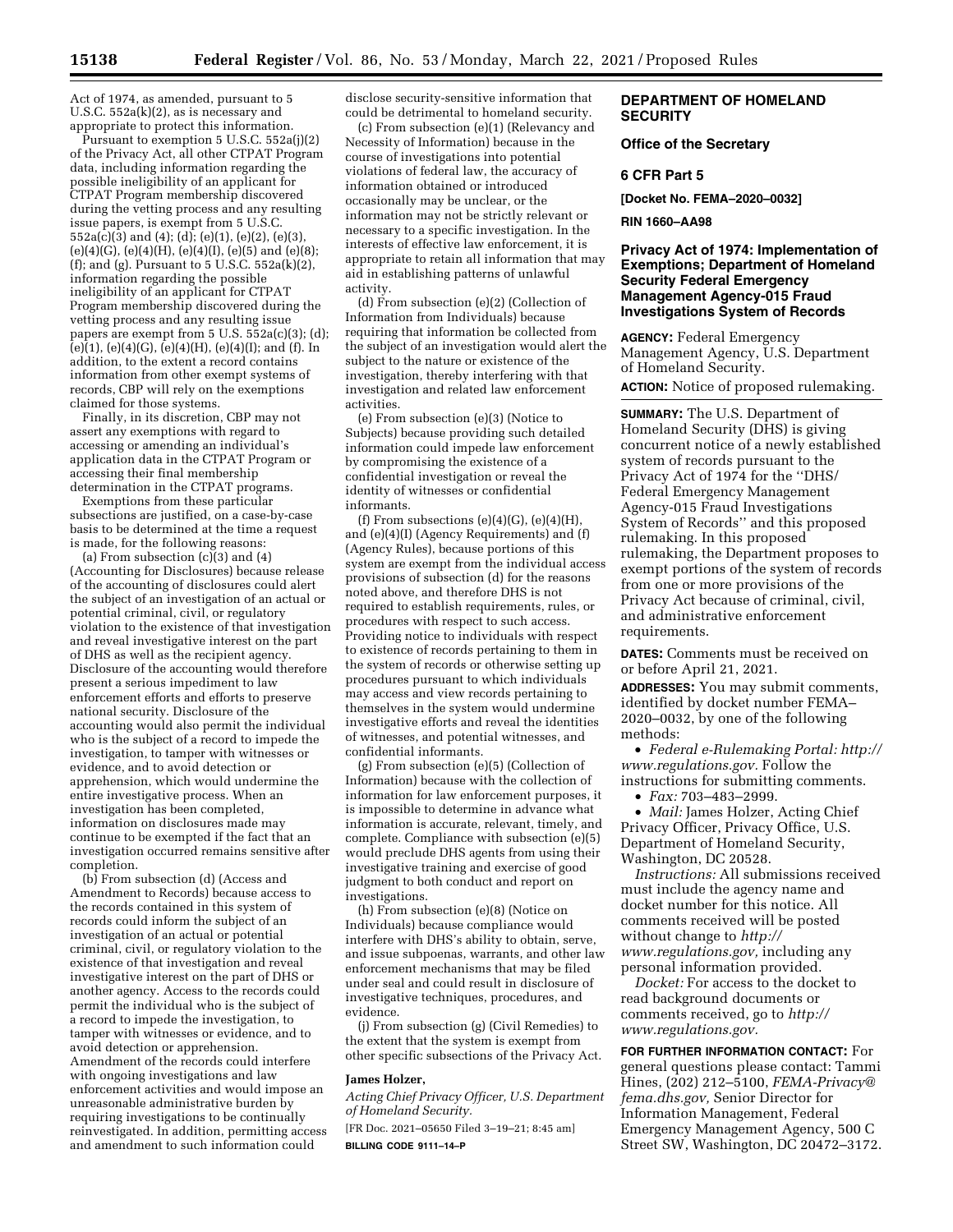Act of 1974, as amended, pursuant to 5 U.S.C. 552a(k)(2), as is necessary and appropriate to protect this information.

Pursuant to exemption 5 U.S.C. 552a(j)(2) of the Privacy Act, all other CTPAT Program data, including information regarding the possible ineligibility of an applicant for CTPAT Program membership discovered during the vetting process and any resulting issue papers, is exempt from 5 U.S.C. 552a(c)(3) and (4); (d); (e)(1), (e)(2), (e)(3), (e)(4)(G), (e)(4)(H), (e)(4)(I), (e)(5) and (e)(8); (f); and (g). Pursuant to 5 U.S.C. 552a(k)(2), information regarding the possible ineligibility of an applicant for CTPAT Program membership discovered during the vetting process and any resulting issue papers are exempt from 5 U.S. 552a(c)(3); (d); (e)(1), (e)(4)(G), (e)(4)(H), (e)(4)(I); and (f). In addition, to the extent a record contains information from other exempt systems of records, CBP will rely on the exemptions claimed for those systems.

Finally, in its discretion, CBP may not assert any exemptions with regard to accessing or amending an individual's application data in the CTPAT Program or accessing their final membership determination in the CTPAT programs.

Exemptions from these particular subsections are justified, on a case-by-case basis to be determined at the time a request is made, for the following reasons:

(a) From subsection (c)(3) and (4) (Accounting for Disclosures) because release of the accounting of disclosures could alert the subject of an investigation of an actual or potential criminal, civil, or regulatory violation to the existence of that investigation and reveal investigative interest on the part of DHS as well as the recipient agency. Disclosure of the accounting would therefore present a serious impediment to law enforcement efforts and efforts to preserve national security. Disclosure of the accounting would also permit the individual who is the subject of a record to impede the investigation, to tamper with witnesses or evidence, and to avoid detection or apprehension, which would undermine the entire investigative process. When an investigation has been completed, information on disclosures made may continue to be exempted if the fact that an investigation occurred remains sensitive after completion.

(b) From subsection (d) (Access and Amendment to Records) because access to the records contained in this system of records could inform the subject of an investigation of an actual or potential criminal, civil, or regulatory violation to the existence of that investigation and reveal investigative interest on the part of DHS or another agency. Access to the records could permit the individual who is the subject of a record to impede the investigation, to tamper with witnesses or evidence, and to avoid detection or apprehension. Amendment of the records could interfere with ongoing investigations and law enforcement activities and would impose an unreasonable administrative burden by requiring investigations to be continually reinvestigated. In addition, permitting access and amendment to such information could disclose security-sensitive information that could be detrimental to homeland security.

(c) From subsection (e)(1) (Relevancy and Necessity of Information) because in the course of investigations into potential violations of federal law, the accuracy of information obtained or introduced occasionally may be unclear, or the information may not be strictly relevant or necessary to a specific investigation. In the interests of effective law enforcement, it is appropriate to retain all information that may aid in establishing patterns of unlawful activity.

(d) From subsection (e)(2) (Collection of Information from Individuals) because requiring that information be collected from the subject of an investigation would alert the subject to the nature or existence of the investigation, thereby interfering with that investigation and related law enforcement activities.

(e) From subsection (e)(3) (Notice to Subjects) because providing such detailed information could impede law enforcement by compromising the existence of a confidential investigation or reveal the identity of witnesses or confidential informants.

(f) From subsections (e)(4)(G), (e)(4)(H), and (e)(4)(I) (Agency Requirements) and (f) (Agency Rules), because portions of this system are exempt from the individual access provisions of subsection (d) for the reasons noted above, and therefore DHS is not required to establish requirements, rules, or procedures with respect to such access. Providing notice to individuals with respect to existence of records pertaining to them in the system of records or otherwise setting up procedures pursuant to which individuals may access and view records pertaining to themselves in the system would undermine investigative efforts and reveal the identities of witnesses, and potential witnesses, and confidential informants.

(g) From subsection (e)(5) (Collection of Information) because with the collection of information for law enforcement purposes, it is impossible to determine in advance what information is accurate, relevant, timely, and complete. Compliance with subsection (e)(5) would preclude DHS agents from using their investigative training and exercise of good judgment to both conduct and report on investigations.

(h) From subsection (e)(8) (Notice on Individuals) because compliance would interfere with DHS's ability to obtain, serve, and issue subpoenas, warrants, and other law enforcement mechanisms that may be filed under seal and could result in disclosure of investigative techniques, procedures, and evidence.

(j) From subsection (g) (Civil Remedies) to the extent that the system is exempt from other specific subsections of the Privacy Act.

**James Holzer,**

*Acting Chief Privacy Officer, U.S. Department of Homeland Security.*

[FR Doc. 2021–05650 Filed 3–19–21; 8:45 am]

**BILLING CODE 9111–14–P**

## DEPARTMENT OF HOMELAND SECURITY

### Office of the Secretary

### 6 CFR Part 5

**[Docket No. FEMA–2020–0032]**

**RIN 1660–AA98**

### Privacy Act of 1974: Implementation of Exemptions; Department of Homeland Security Federal Emergency Management Agency-015 Fraud Investigations System of Records

**AGENCY:** Federal Emergency Management Agency, U.S. Department of Homeland Security.

**ACTION:** Notice of proposed rulemaking.

**SUMMARY:** The U.S. Department of Homeland Security (DHS) is giving concurrent notice of a newly established system of records pursuant to the Privacy Act of 1974 for the ''DHS/Federal Emergency Management Agency-015 Fraud Investigations System of Records'' and this proposed rulemaking. In this proposed rulemaking, the Department proposes to exempt portions of the system of records from one or more provisions of the Privacy Act because of criminal, civil, and administrative enforcement requirements.

**DATES:** Comments must be received on or before April 21, 2021.

**ADDRESSES:** You may submit comments, identified by docket number FEMA–2020–0032, by one of the following methods:

- *Federal e-Rulemaking Portal: http://www.regulations.gov.* Follow the instructions for submitting comments.
- *Fax:* 703–483–2999.
- *Mail:* James Holzer, Acting Chief Privacy Officer, Privacy Office, U.S. Department of Homeland Security, Washington, DC 20528.

*Instructions:* All submissions received must include the agency name and docket number for this notice. All comments received will be posted without change to *http://www.regulations.gov,* including any personal information provided.

*Docket:* For access to the docket to read background documents or comments received, go to *http://www.regulations.gov.*

**FOR FURTHER INFORMATION CONTACT:** For general questions please contact: Tammi Hines, (202) 212–5100, *FEMA-Privacy@fema.dhs.gov,* Senior Director for Information Management, Federal Emergency Management Agency, 500 C Street SW, Washington, DC 20472–3172.